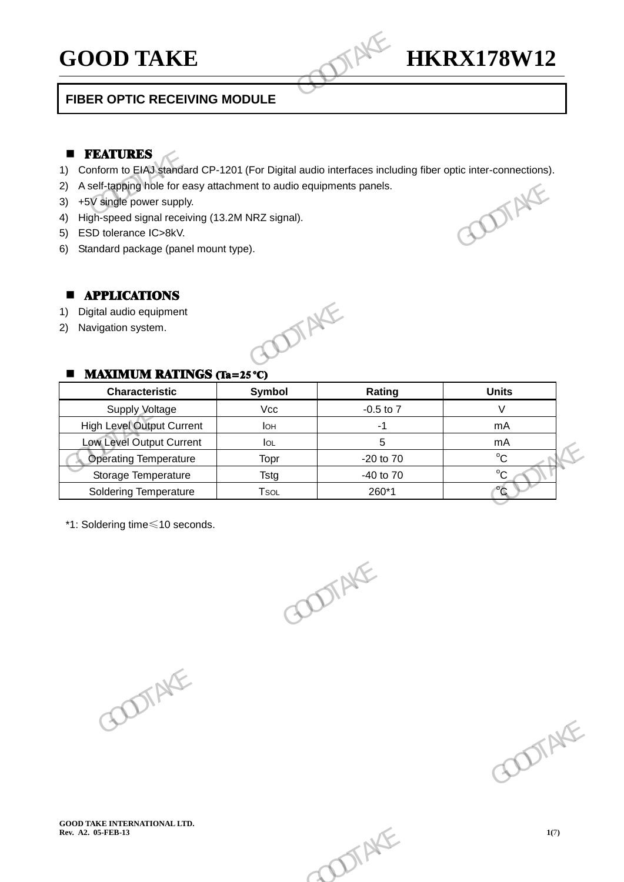# GOOD TAKE HKRX178W12

**FIBER OPTIC RECEIVING MODULE**

## ■ FEATURES

1) Conform to EIAJ standard CP-1201 (For Digital audio interfaces including fiber optic inter-connections).
2) A self-tapping hole for easy attachment to audio equipments panels.
3) +5V single power supply.
4) High-speed signal receiving (13.2M NRZ signal).
5) ESD tolerance IC>8kV.
6) Standard package (panel mount type).

## ■ APPLICATIONS

1) Digital audio equipment
2) Navigation system.

## ■ MAXIMUM RATINGS (Ta=25℃)

| Characteristic | Symbol | Rating | Units |
|---|---|---|---|
| Supply Voltage | Vcc | -0.5 to 7 | V |
| High Level Output Current | $I_{OH}$ | -1 | mA |
| Low Level Output Current | $I_{OL}$ | 5 | mA |
| Operating Temperature | Topr | -20 to 70 | °C |
| Storage Temperature | Tstg | -40 to 70 | °C |
| Soldering Temperature | $T_{SOL}$ | 260*1 | °C |

*1: Soldering time≤10 seconds.

GOOD TAKE INTERNATIONAL LTD.
Rev. A2. 05-FEB-13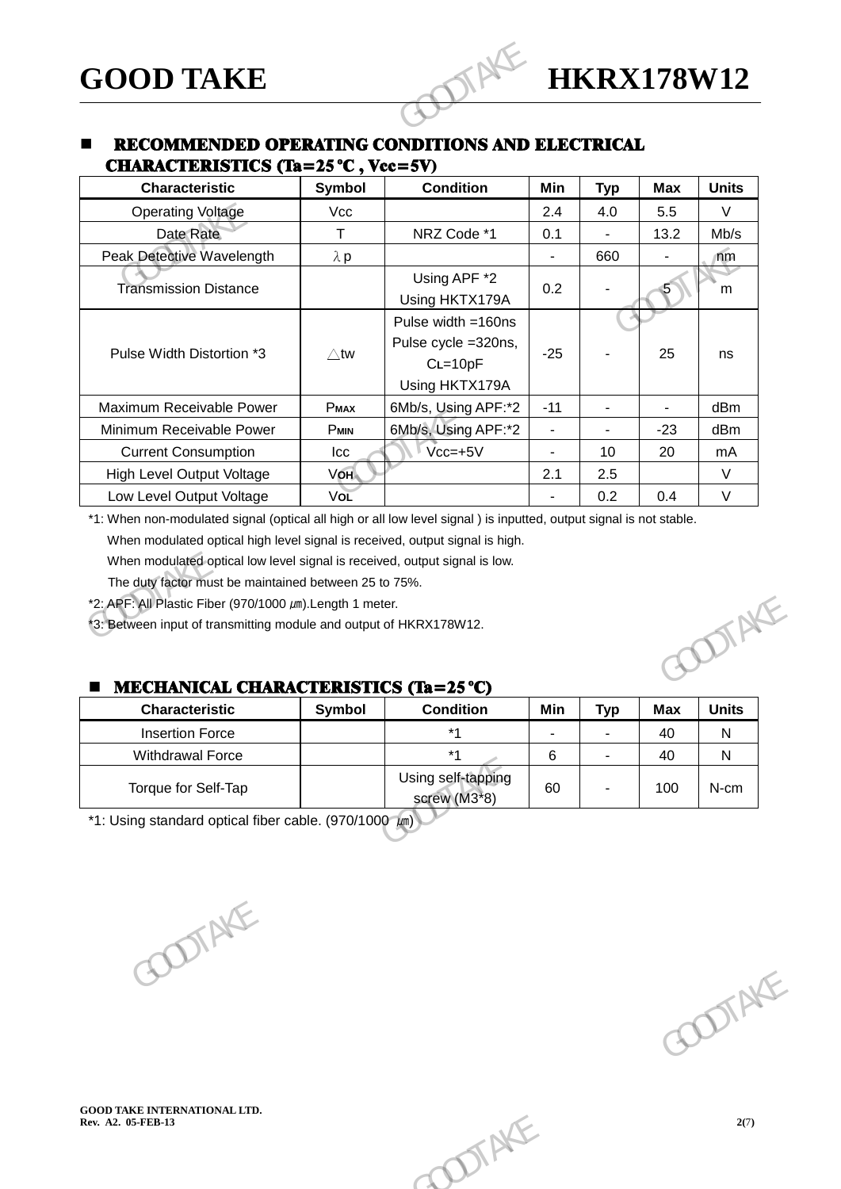## RECOMMENDED OPERATING CONDITIONS AND ELECTRICAL CHARACTERISTICS (Ta=25 ℃ , Vcc=5V)

| Characteristic | Symbol | Condition | Min | Typ | Max | Units |
|---|---|---|---|---|---|---|
| Operating Voltage | Vcc | | 2.4 | 4.0 | 5.5 | V |
| Date Rate | T | NRZ Code *1 | 0.1 | - | 13.2 | Mb/s |
| Peak Detective Wavelength | λp | | - | 660 | - | nm |
| Transmission Distance | | Using APF *2<br>Using HKTX179A | 0.2 | - | 5 | m |
| Pulse Width Distortion *3 | △tw | Pulse width =160ns<br>Pulse cycle =320ns,<br>$C_L$=10pF<br>Using HKTX179A | -25 | - | 25 | ns |
| Maximum Receivable Power | $P_{MAX}$ | 6Mb/s, Using APF:*2 | -11 | - | - | dBm |
| Minimum Receivable Power | $P_{MIN}$ | 6Mb/s, Using APF:*2 | - | - | -23 | dBm |
| Current Consumption | Icc | Vcc=+5V | - | 10 | 20 | mA |
| High Level Output Voltage | $V_{OH}$ | | 2.1 | 2.5 | | V |
| Low Level Output Voltage | $V_{OL}$ | | - | 0.2 | 0.4 | V |

*1: When non-modulated signal (optical all high or all low level signal ) is inputted, output signal is not stable.
When modulated optical high level signal is received, output signal is high.
When modulated optical low level signal is received, output signal is low.
The duty factor must be maintained between 25 to 75%.

*2: APF: All Plastic Fiber (970/1000 μm).Length 1 meter.

*3: Between input of transmitting module and output of HKRX178W12.

## MECHANICAL CHARACTERISTICS (Ta=25 ℃)

| Characteristic | Symbol | Condition | Min | Typ | Max | Units |
|---|---|---|---|---|---|---|
| Insertion Force | | *1 | - | - | 40 | N |
| Withdrawal Force | | *1 | 6 | - | 40 | N |
| Torque for Self-Tap | | Using self-tapping screw (M3*8) | 60 | - | 100 | N-cm |

*1: Using standard optical fiber cable. (970/1000 μm)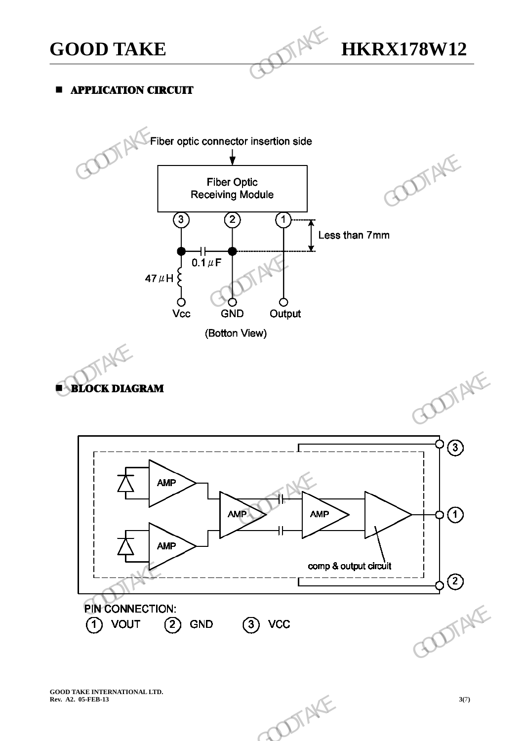## APPLICATION CIRCUIT

Fiber optic connector insertion side

Fiber Optic
Receiving Module

3 2 1

Less than 7mm

0.1 $\mu$F

47 $\mu$H

Vcc GND Output

(Botton View)

## BLOCK DIAGRAM

AMP

AMP

AMP

AMP

comp & output circuit

3

1

2

PIN CONNECTION:

1 VOUT 2 GND 3 VCC

GOOD TAKE INTERNATIONAL LTD.
Rev. A2. 05-FEB-13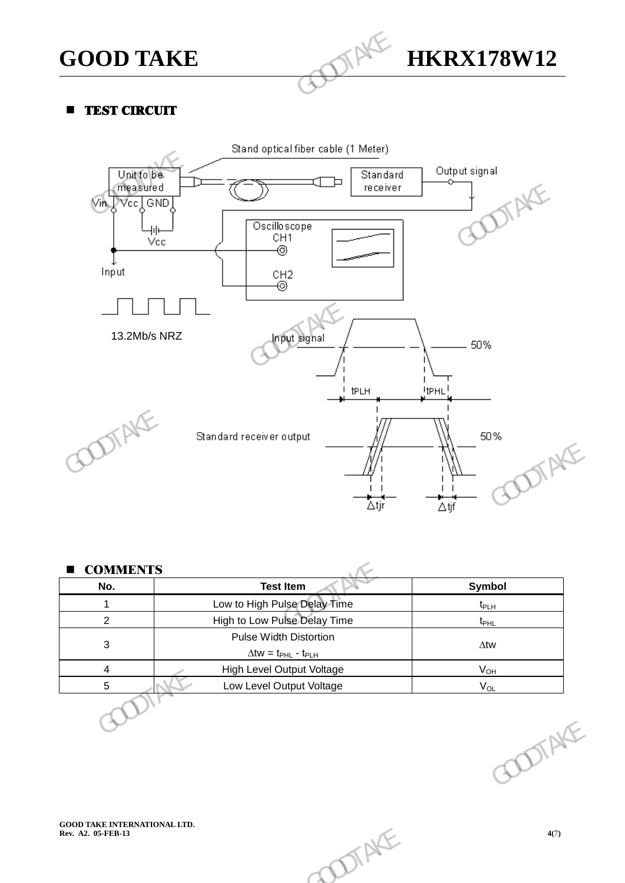## TEST CIRCUIT

Stand optical fiber cable (1 Meter)

Unit to be measured

Vin Vcc GND

Vcc

Standard receiver

Output signal

Oscilloscope

CH1

CH2

Input

13.2Mb/s NRZ

Input signal

50%

tPLH

tPHL

Standard receiver output

50%

Δtjr

Δtjf

## COMMENTS

| No. | Test Item | Symbol |
|---|---|---|
| 1 | Low to High Pulse Delay Time | $t_{PLH}$ |
| 2 | High to Low Pulse Delay Time | $t_{PHL}$ |
| 3 | Pulse Width Distortion $\Delta tw = t_{PHL} - t_{PLH}$ | $\Delta tw$ |
| 4 | High Level Output Voltage | $V_{OH}$ |
| 5 | Low Level Output Voltage | $V_{OL}$ |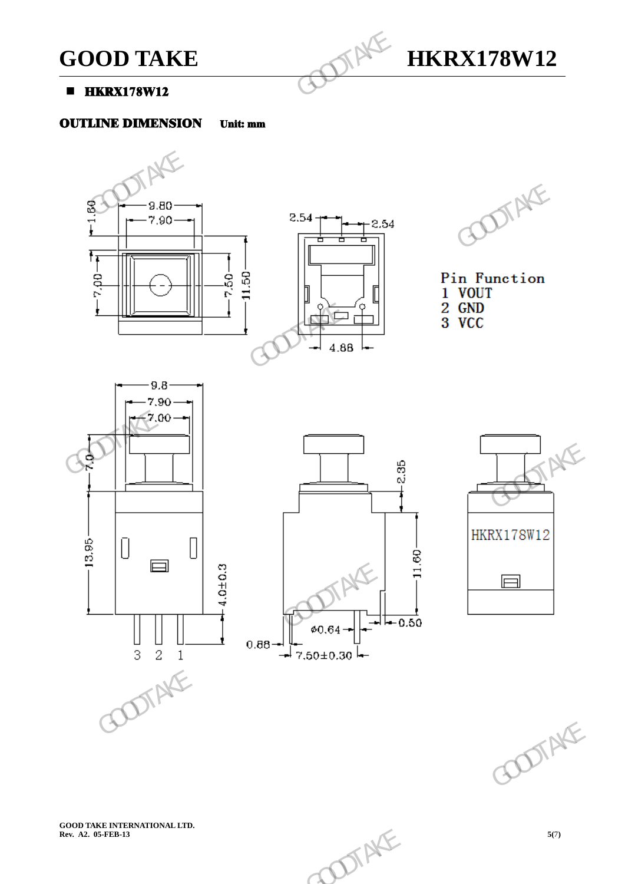## HKRX178W12

### OUTLINE DIMENSION Unit: mm

1.60
9.80
7.90
7.00
7.50
11.50

2.54
2.54
4.88

Pin Function
1 VOUT
2 GND
3 VCC

9.8
7.90
7.00
7.0
13.95
4.0±0.3
3 2 1

2.35
11.60
φ0.64
0.50
0.88
7.50±0.30

HKRX178W12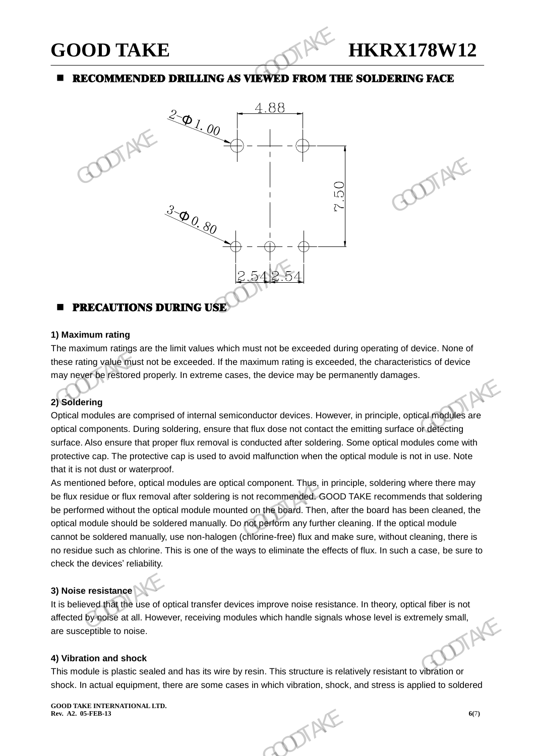## RECOMMENDED DRILLING AS VIEWED FROM THE SOLDERING FACE

4.88

2-Φ1.00

7.50

3-Φ0.80

2.54 2.54

## PRECAUTIONS DURING USE

**1) Maximum rating**

The maximum ratings are the limit values which must not be exceeded during operating of device. None of these rating value must not be exceeded. If the maximum rating is exceeded, the characteristics of device may never be restored properly. In extreme cases, the device may be permanently damages.

**2) Soldering**

Optical modules are comprised of internal semiconductor devices. However, in principle, optical modules are optical components. During soldering, ensure that flux dose not contact the emitting surface or detecting surface. Also ensure that proper flux removal is conducted after soldering. Some optical modules come with protective cap. The protective cap is used to avoid malfunction when the optical module is not in use. Note that it is not dust or waterproof.

As mentioned before, optical modules are optical component. Thus, in principle, soldering where there may be flux residue or flux removal after soldering is not recommended. GOOD TAKE recommends that soldering be performed without the optical module mounted on the board. Then, after the board has been cleaned, the optical module should be soldered manually. Do not perform any further cleaning. If the optical module cannot be soldered manually, use non-halogen (chlorine-free) flux and make sure, without cleaning, there is no residue such as chlorine. This is one of the ways to eliminate the effects of flux. In such a case, be sure to check the devices' reliability.

**3) Noise resistance**

It is believed that the use of optical transfer devices improve noise resistance. In theory, optical fiber is not affected by noise at all. However, receiving modules which handle signals whose level is extremely small, are susceptible to noise.

**4) Vibration and shock**

This module is plastic sealed and has its wire by resin. This structure is relatively resistant to vibration or shock. In actual equipment, there are some cases in which vibration, shock, and stress is applied to soldered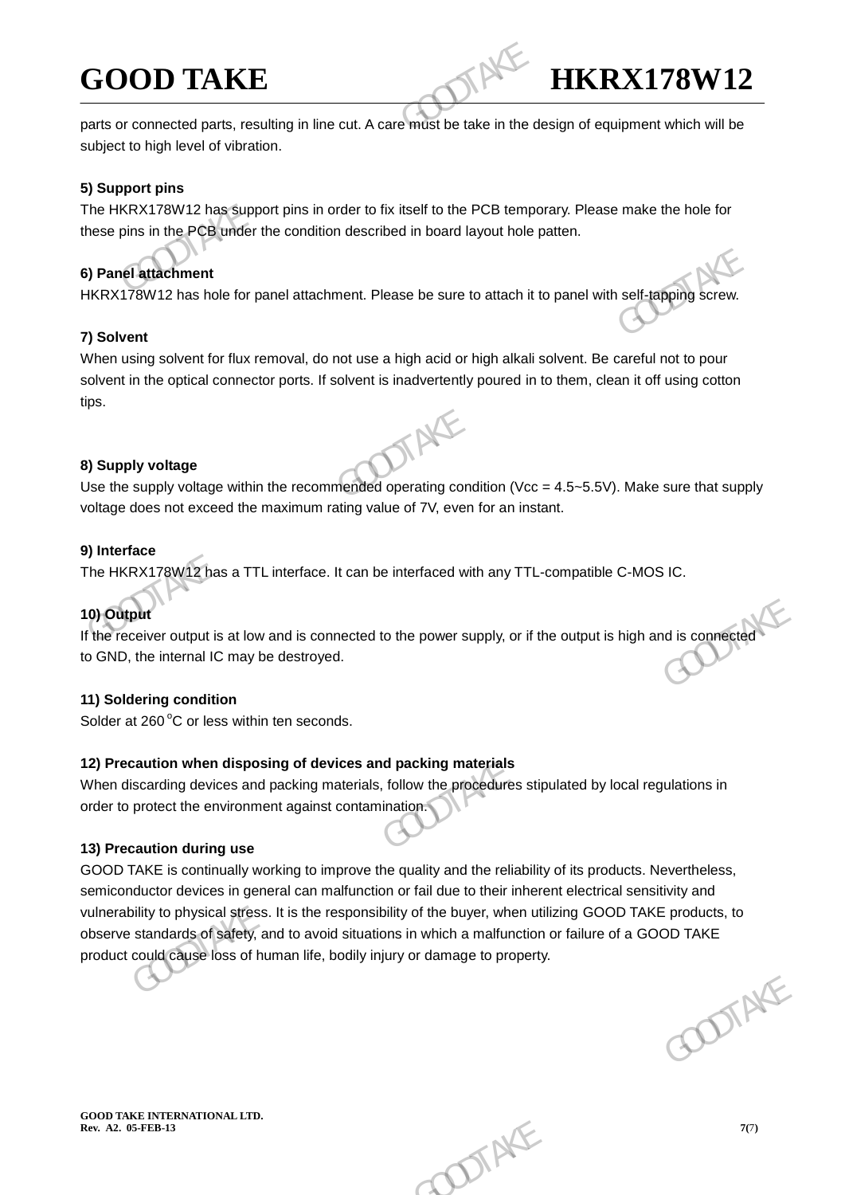parts or connected parts, resulting in line cut. A care must be take in the design of equipment which will be subject to high level of vibration.

**5) Support pins**

The HKRX178W12 has support pins in order to fix itself to the PCB temporary. Please make the hole for these pins in the PCB under the condition described in board layout hole patten.

**6) Panel attachment**

HKRX178W12 has hole for panel attachment. Please be sure to attach it to panel with self-tapping screw.

**7) Solvent**

When using solvent for flux removal, do not use a high acid or high alkali solvent. Be careful not to pour solvent in the optical connector ports. If solvent is inadvertently poured in to them, clean it off using cotton tips.

**8) Supply voltage**

Use the supply voltage within the recommended operating condition (Vcc = 4.5~5.5V). Make sure that supply voltage does not exceed the maximum rating value of 7V, even for an instant.

**9) Interface**

The HKRX178W12 has a TTL interface. It can be interfaced with any TTL-compatible C-MOS IC.

**10) Output**

If the receiver output is at low and is connected to the power supply, or if the output is high and is connected to GND, the internal IC may be destroyed.

**11) Soldering condition**

Solder at 260 °C or less within ten seconds.

**12) Precaution when disposing of devices and packing materials**

When discarding devices and packing materials, follow the procedures stipulated by local regulations in order to protect the environment against contamination.

**13) Precaution during use**

GOOD TAKE is continually working to improve the quality and the reliability of its products. Nevertheless, semiconductor devices in general can malfunction or fail due to their inherent electrical sensitivity and vulnerability to physical stress. It is the responsibility of the buyer, when utilizing GOOD TAKE products, to observe standards of safety, and to avoid situations in which a malfunction or failure of a GOOD TAKE product could cause loss of human life, bodily injury or damage to property.